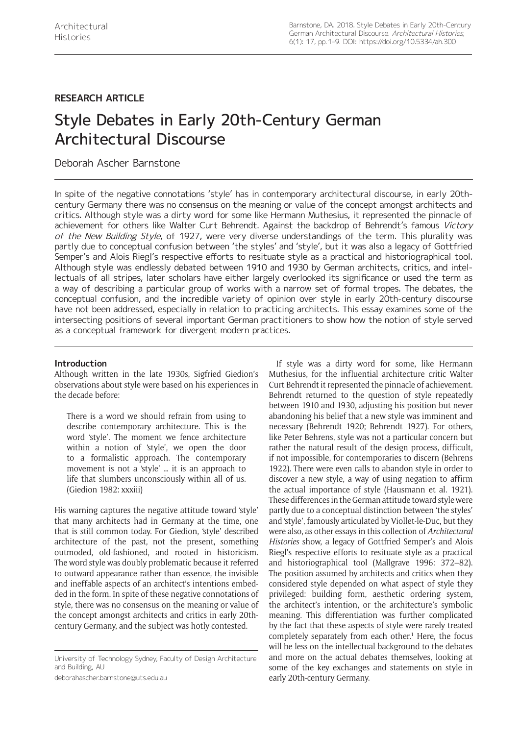**RESEARCH ARTICLE**

# Style Debates in Early 20th-Century German Architectural Discourse

Deborah Ascher Barnstone

In spite of the negative connotations 'style' has in contemporary architectural discourse, in early 20th-century Germany there was no consensus on the meaning or value of the concept amongst architects and critics. Although style was a dirty word for some like Hermann Muthesius, it represented the pinnacle of achievement for others like Walter Curt Behrendt. Against the backdrop of Behrendt's famous *Victory of the New Building Style*, of 1927, were very diverse understandings of the term. This plurality was partly due to conceptual confusion between 'the styles' and 'style', but it was also a legacy of Gottfried Semper's and Alois Riegl's respective efforts to resituate style as a practical and historiographical tool. Although style was endlessly debated between 1910 and 1930 by German architects, critics, and intellectuals of all stripes, later scholars have either largely overlooked its significance or used the term as a way of describing a particular group of works with a narrow set of formal tropes. The debates, the conceptual confusion, and the incredible variety of opinion over style in early 20th-century discourse have not been addressed, especially in relation to practicing architects. This essay examines some of the intersecting positions of several important German practitioners to show how the notion of style served as a conceptual framework for divergent modern practices.

## Introduction

Although written in the late 1930s, Sigfried Giedion's observations about style were based on his experiences in the decade before:

> There is a word we should refrain from using to describe contemporary architecture. This is the word 'style'. The moment we fence architecture within a notion of 'style', we open the door to a formalistic approach. The contemporary movement is not a 'style' … it is an approach to life that slumbers unconsciously within all of us. (Giedion 1982: xxxiii)

His warning captures the negative attitude toward 'style' that many architects had in Germany at the time, one that is still common today. For Giedion, 'style' described architecture of the past, not the present, something outmoded, old-fashioned, and rooted in historicism. The word style was doubly problematic because it referred to outward appearance rather than essence, the invisible and ineffable aspects of an architect's intentions embedded in the form. In spite of these negative connotations of style, there was no consensus on the meaning or value of the concept amongst architects and critics in early 20th-century Germany, and the subject was hotly contested.

If style was a dirty word for some, like Hermann Muthesius, for the influential architecture critic Walter Curt Behrendt it represented the pinnacle of achievement. Behrendt returned to the question of style repeatedly between 1910 and 1930, adjusting his position but never abandoning his belief that a new style was imminent and necessary (Behrendt 1920; Behrendt 1927). For others, like Peter Behrens, style was not a particular concern but rather the natural result of the design process, difficult, if not impossible, for contemporaries to discern (Behrens 1922). There were even calls to abandon style in order to discover a new style, a way of using negation to affirm the actual importance of style (Hausmann et al. 1921). These differences in the German attitude toward style were partly due to a conceptual distinction between 'the styles' and 'style', famously articulated by Viollet-le-Duc, but they were also, as other essays in this collection of *Architectural Histories* show, a legacy of Gottfried Semper's and Alois Riegl's respective efforts to resituate style as a practical and historiographical tool (Mallgrave 1996: 372–82). The position assumed by architects and critics when they considered style depended on what aspect of style they privileged: building form, aesthetic ordering system, the architect's intention, or the architecture's symbolic meaning. This differentiation was further complicated by the fact that these aspects of style were rarely treated completely separately from each other.[1] Here, the focus will be less on the intellectual background to the debates and more on the actual debates themselves, looking at some of the key exchanges and statements on style in early 20th-century Germany.

University of Technology Sydney, Faculty of Design Architecture and Building, AU

deborahascher.barnstone@uts.edu.au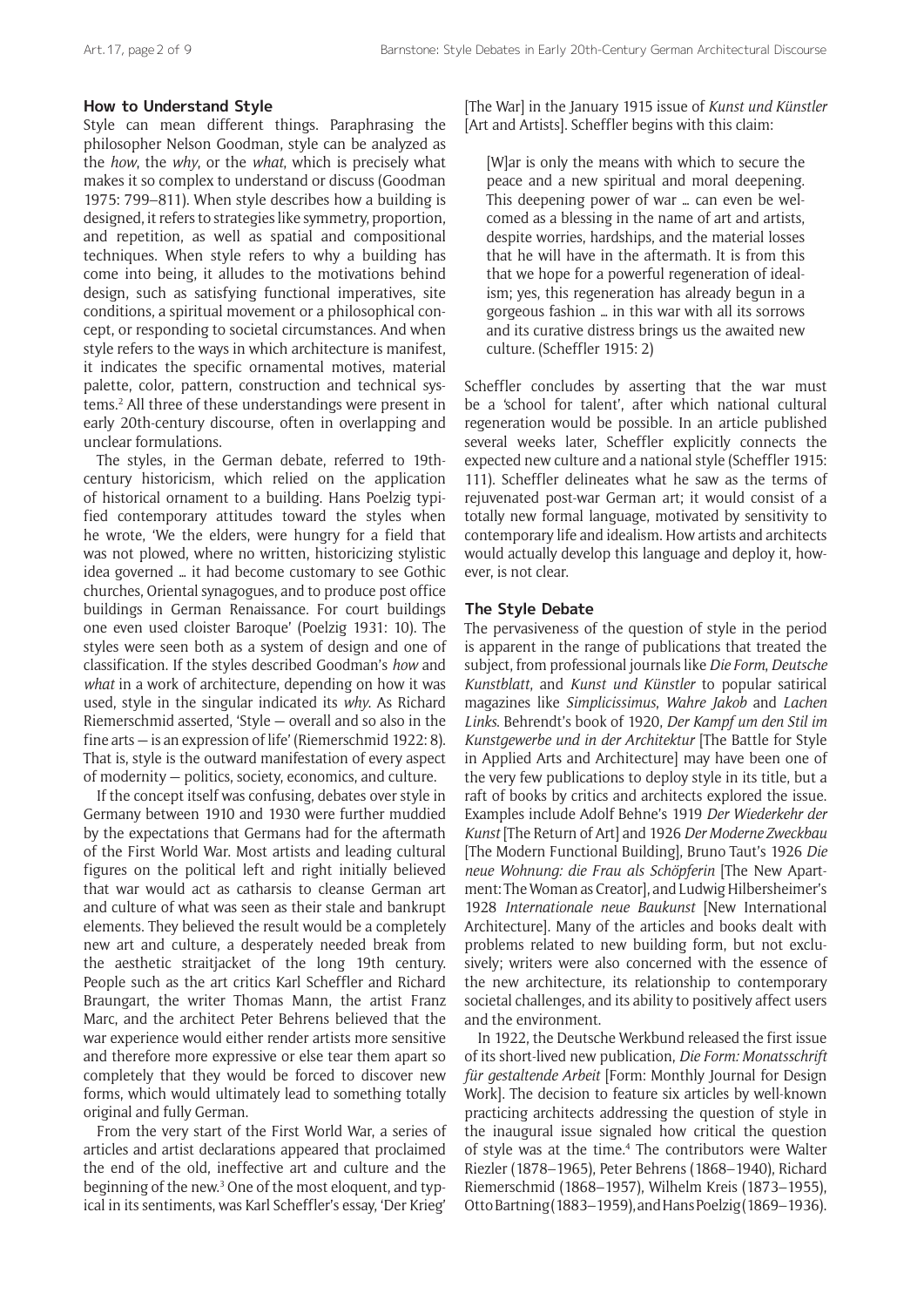## How to Understand Style

Style can mean different things. Paraphrasing the philosopher Nelson Goodman, style can be analyzed as the *how*, the *why*, or the *what*, which is precisely what makes it so complex to understand or discuss (Goodman 1975: 799–811). When style describes how a building is designed, it refers to strategies like symmetry, proportion, and repetition, as well as spatial and compositional techniques. When style refers to why a building has come into being, it alludes to the motivations behind design, such as satisfying functional imperatives, site conditions, a spiritual movement or a philosophical concept, or responding to societal circumstances. And when style refers to the ways in which architecture is manifest, it indicates the specific ornamental motives, material palette, color, pattern, construction and technical systems.[2] All three of these understandings were present in early 20th-century discourse, often in overlapping and unclear formulations.

The styles, in the German debate, referred to 19th-century historicism, which relied on the application of historical ornament to a building. Hans Poelzig typified contemporary attitudes toward the styles when he wrote, 'We the elders, were hungry for a field that was not plowed, where no written, historicizing stylistic idea governed … it had become customary to see Gothic churches, Oriental synagogues, and to produce post office buildings in German Renaissance. For court buildings one even used cloister Baroque' (Poelzig 1931: 10). The styles were seen both as a system of design and one of classification. If the styles described Goodman's *how* and *what* in a work of architecture, depending on how it was used, style in the singular indicated its *why*. As Richard Riemerschmid asserted, 'Style — overall and so also in the fine arts — is an expression of life' (Riemerschmid 1922: 8). That is, style is the outward manifestation of every aspect of modernity — politics, society, economics, and culture.

If the concept itself was confusing, debates over style in Germany between 1910 and 1930 were further muddied by the expectations that Germans had for the aftermath of the First World War. Most artists and leading cultural figures on the political left and right initially believed that war would act as catharsis to cleanse German art and culture of what was seen as their stale and bankrupt elements. They believed the result would be a completely new art and culture, a desperately needed break from the aesthetic straitjacket of the long 19th century. People such as the art critics Karl Scheffler and Richard Braungart, the writer Thomas Mann, the artist Franz Marc, and the architect Peter Behrens believed that the war experience would either render artists more sensitive and therefore more expressive or else tear them apart so completely that they would be forced to discover new forms, which would ultimately lead to something totally original and fully German.

From the very start of the First World War, a series of articles and artist declarations appeared that proclaimed the end of the old, ineffective art and culture and the beginning of the new.[3] One of the most eloquent, and typical in its sentiments, was Karl Scheffler's essay, 'Der Krieg' [The War] in the January 1915 issue of *Kunst und Künstler* [Art and Artists]. Scheffler begins with this claim:

> [W]ar is only the means with which to secure the peace and a new spiritual and moral deepening. This deepening power of war … can even be welcomed as a blessing in the name of art and artists, despite worries, hardships, and the material losses that he will have in the aftermath. It is from this that we hope for a powerful regeneration of idealism; yes, this regeneration has already begun in a gorgeous fashion … in this war with all its sorrows and its curative distress brings us the awaited new culture. (Scheffler 1915: 2)

Scheffler concludes by asserting that the war must be a 'school for talent', after which national cultural regeneration would be possible. In an article published several weeks later, Scheffler explicitly connects the expected new culture and a national style (Scheffler 1915: 111). Scheffler delineates what he saw as the terms of rejuvenated post-war German art; it would consist of a totally new formal language, motivated by sensitivity to contemporary life and idealism. How artists and architects would actually develop this language and deploy it, however, is not clear.

## The Style Debate

The pervasiveness of the question of style in the period is apparent in the range of publications that treated the subject, from professional journals like *Die Form*, *Deutsche Kunstblatt*, and *Kunst und Künstler* to popular satirical magazines like *Simplicissimus*, *Wahre Jakob* and *Lachen Links*. Behrendt's book of 1920, *Der Kampf um den Stil im Kunstgewerbe und in der Architektur* [The Battle for Style in Applied Arts and Architecture] may have been one of the very few publications to deploy style in its title, but a raft of books by critics and architects explored the issue. Examples include Adolf Behne's 1919 *Der Wiederkehr der Kunst* [The Return of Art] and 1926 *Der Moderne Zweckbau* [The Modern Functional Building], Bruno Taut's 1926 *Die neue Wohnung: die Frau als Schöpferin* [The New Apartment: The Woman as Creator], and Ludwig Hilbersheimer's 1928 *Internationale neue Baukunst* [New International Architecture]. Many of the articles and books dealt with problems related to new building form, but not exclusively; writers were also concerned with the essence of the new architecture, its relationship to contemporary societal challenges, and its ability to positively affect users and the environment.

In 1922, the Deutsche Werkbund released the first issue of its short-lived new publication, *Die Form: Monatsschrift für gestaltende Arbeit* [Form: Monthly Journal for Design Work]. The decision to feature six articles by well-known practicing architects addressing the question of style in the inaugural issue signaled how critical the question of style was at the time.[4] The contributors were Walter Riezler (1878–1965), Peter Behrens (1868–1940), Richard Riemerschmid (1868–1957), Wilhelm Kreis (1873–1955), Otto Bartning (1883–1959), and Hans Poelzig (1869–1936).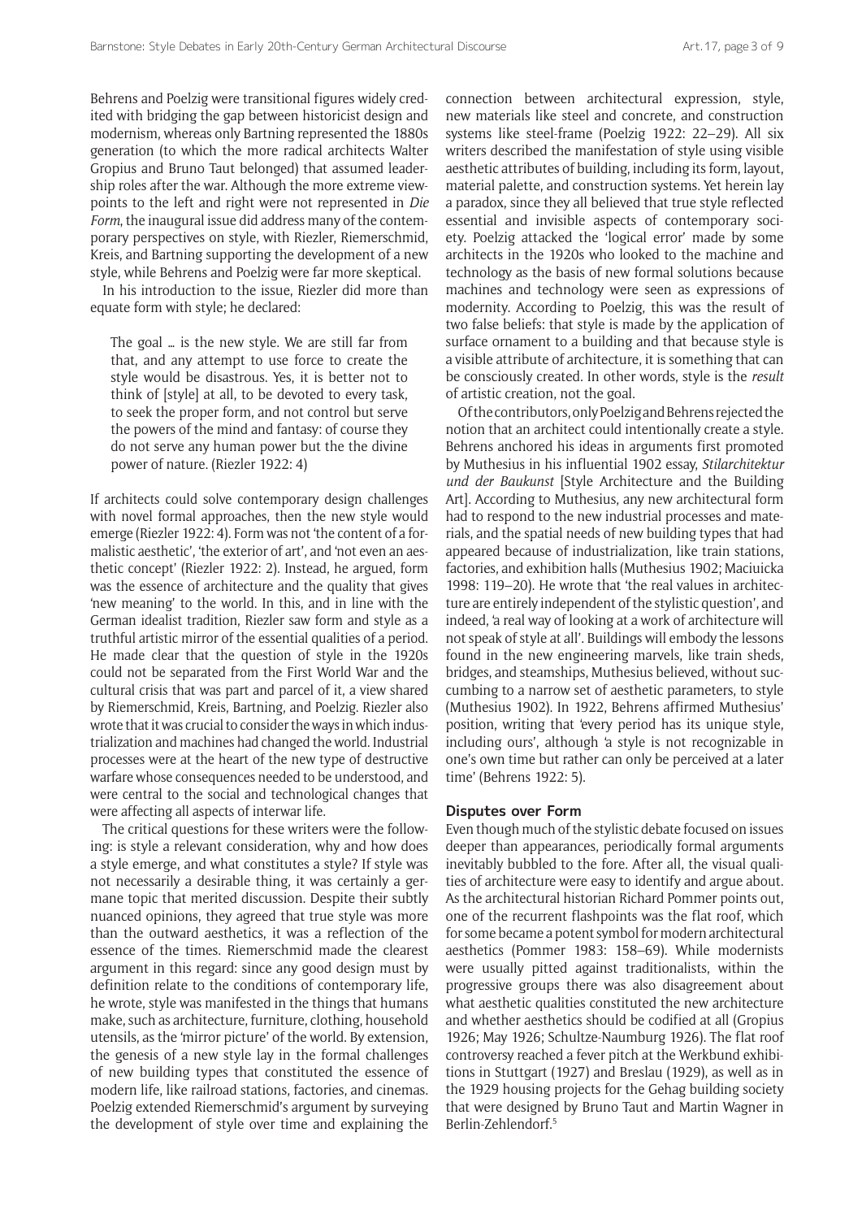Behrens and Poelzig were transitional figures widely credited with bridging the gap between historicist design and modernism, whereas only Bartning represented the 1880s generation (to which the more radical architects Walter Gropius and Bruno Taut belonged) that assumed leadership roles after the war. Although the more extreme viewpoints to the left and right were not represented in *Die Form*, the inaugural issue did address many of the contemporary perspectives on style, with Riezler, Riemerschmid, Kreis, and Bartning supporting the development of a new style, while Behrens and Poelzig were far more skeptical.

In his introduction to the issue, Riezler did more than equate form with style; he declared:

> The goal … is the new style. We are still far from that, and any attempt to use force to create the style would be disastrous. Yes, it is better not to think of [style] at all, to be devoted to every task, to seek the proper form, and not control but serve the powers of the mind and fantasy: of course they do not serve any human power but the the divine power of nature. (Riezler 1922: 4)

If architects could solve contemporary design challenges with novel formal approaches, then the new style would emerge (Riezler 1922: 4). Form was not 'the content of a formalistic aesthetic', 'the exterior of art', and 'not even an aesthetic concept' (Riezler 1922: 2). Instead, he argued, form was the essence of architecture and the quality that gives 'new meaning' to the world. In this, and in line with the German idealist tradition, Riezler saw form and style as a truthful artistic mirror of the essential qualities of a period. He made clear that the question of style in the 1920s could not be separated from the First World War and the cultural crisis that was part and parcel of it, a view shared by Riemerschmid, Kreis, Bartning, and Poelzig. Riezler also wrote that it was crucial to consider the ways in which industrialization and machines had changed the world. Industrial processes were at the heart of the new type of destructive warfare whose consequences needed to be understood, and were central to the social and technological changes that were affecting all aspects of interwar life.

The critical questions for these writers were the following: is style a relevant consideration, why and how does a style emerge, and what constitutes a style? If style was not necessarily a desirable thing, it was certainly a germane topic that merited discussion. Despite their subtly nuanced opinions, they agreed that true style was more than the outward aesthetics, it was a reflection of the essence of the times. Riemerschmid made the clearest argument in this regard: since any good design must by definition relate to the conditions of contemporary life, he wrote, style was manifested in the things that humans make, such as architecture, furniture, clothing, household utensils, as the 'mirror picture' of the world. By extension, the genesis of a new style lay in the formal challenges of new building types that constituted the essence of modern life, like railroad stations, factories, and cinemas. Poelzig extended Riemerschmid's argument by surveying the development of style over time and explaining the connection between architectural expression, style, new materials like steel and concrete, and construction systems like steel-frame (Poelzig 1922: 22–29). All six writers described the manifestation of style using visible aesthetic attributes of building, including its form, layout, material palette, and construction systems. Yet herein lay a paradox, since they all believed that true style reflected essential and invisible aspects of contemporary society. Poelzig attacked the 'logical error' made by some architects in the 1920s who looked to the machine and technology as the basis of new formal solutions because machines and technology were seen as expressions of modernity. According to Poelzig, this was the result of two false beliefs: that style is made by the application of surface ornament to a building and that because style is a visible attribute of architecture, it is something that can be consciously created. In other words, style is the *result* of artistic creation, not the goal.

Of the contributors, only Poelzig and Behrens rejected the notion that an architect could intentionally create a style. Behrens anchored his ideas in arguments first promoted by Muthesius in his influential 1902 essay, *Stilarchitektur und der Baukunst* [Style Architecture and the Building Art]. According to Muthesius, any new architectural form had to respond to the new industrial processes and materials, and the spatial needs of new building types that had appeared because of industrialization, like train stations, factories, and exhibition halls (Muthesius 1902; Maciuicka 1998: 119–20). He wrote that 'the real values in architecture are entirely independent of the stylistic question', and indeed, 'a real way of looking at a work of architecture will not speak of style at all'. Buildings will embody the lessons found in the new engineering marvels, like train sheds, bridges, and steamships, Muthesius believed, without succumbing to a narrow set of aesthetic parameters, to style (Muthesius 1902). In 1922, Behrens affirmed Muthesius' position, writing that 'every period has its unique style, including ours', although 'a style is not recognizable in one's own time but rather can only be perceived at a later time' (Behrens 1922: 5).

### Disputes over Form

Even though much of the stylistic debate focused on issues deeper than appearances, periodically formal arguments inevitably bubbled to the fore. After all, the visual qualities of architecture were easy to identify and argue about. As the architectural historian Richard Pommer points out, one of the recurrent flashpoints was the flat roof, which for some became a potent symbol for modern architectural aesthetics (Pommer 1983: 158–69). While modernists were usually pitted against traditionalists, within the progressive groups there was also disagreement about what aesthetic qualities constituted the new architecture and whether aesthetics should be codified at all (Gropius 1926; May 1926; Schultze-Naumburg 1926). The flat roof controversy reached a fever pitch at the Werkbund exhibitions in Stuttgart (1927) and Breslau (1929), as well as in the 1929 housing projects for the Gehag building society that were designed by Bruno Taut and Martin Wagner in Berlin-Zehlendorf.[5]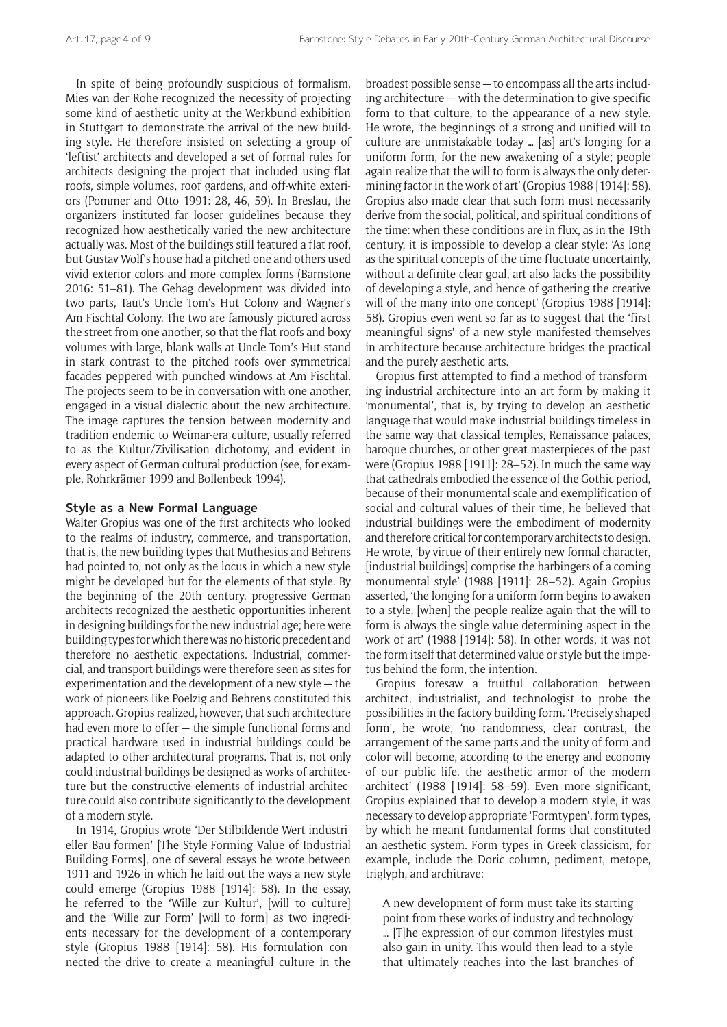In spite of being profoundly suspicious of formalism, Mies van der Rohe recognized the necessity of projecting some kind of aesthetic unity at the Werkbund exhibition in Stuttgart to demonstrate the arrival of the new building style. He therefore insisted on selecting a group of 'leftist' architects and developed a set of formal rules for architects designing the project that included using flat roofs, simple volumes, roof gardens, and off-white exteriors (Pommer and Otto 1991: 28, 46, 59). In Breslau, the organizers instituted far looser guidelines because they recognized how aesthetically varied the new architecture actually was. Most of the buildings still featured a flat roof, but Gustav Wolf's house had a pitched one and others used vivid exterior colors and more complex forms (Barnstone 2016: 51–81). The Gehag development was divided into two parts, Taut's Uncle Tom's Hut Colony and Wagner's Am Fischtal Colony. The two are famously pictured across the street from one another, so that the flat roofs and boxy volumes with large, blank walls at Uncle Tom's Hut stand in stark contrast to the pitched roofs over symmetrical facades peppered with punched windows at Am Fischtal. The projects seem to be in conversation with one another, engaged in a visual dialectic about the new architecture. The image captures the tension between modernity and tradition endemic to Weimar-era culture, usually referred to as the Kultur/Zivilisation dichotomy, and evident in every aspect of German cultural production (see, for example, Rohrkrämer 1999 and Bollenbeck 1994).

## Style as a New Formal Language

Walter Gropius was one of the first architects who looked to the realms of industry, commerce, and transportation, that is, the new building types that Muthesius and Behrens had pointed to, not only as the locus in which a new style might be developed but for the elements of that style. By the beginning of the 20th century, progressive German architects recognized the aesthetic opportunities inherent in designing buildings for the new industrial age; here were building types for which there was no historic precedent and therefore no aesthetic expectations. Industrial, commercial, and transport buildings were therefore seen as sites for experimentation and the development of a new style — the work of pioneers like Poelzig and Behrens constituted this approach. Gropius realized, however, that such architecture had even more to offer — the simple functional forms and practical hardware used in industrial buildings could be adapted to other architectural programs. That is, not only could industrial buildings be designed as works of architecture but the constructive elements of industrial architecture could also contribute significantly to the development of a modern style.

In 1914, Gropius wrote 'Der Stilbildende Wert industrieller Bau-formen' [The Style-Forming Value of Industrial Building Forms], one of several essays he wrote between 1911 and 1926 in which he laid out the ways a new style could emerge (Gropius 1988 [1914]: 58). In the essay, he referred to the 'Wille zur Kultur', [will to culture] and the 'Wille zur Form' [will to form] as two ingredients necessary for the development of a contemporary style (Gropius 1988 [1914]: 58). His formulation connected the drive to create a meaningful culture in the broadest possible sense — to encompass all the arts including architecture — with the determination to give specific form to that culture, to the appearance of a new style. He wrote, 'the beginnings of a strong and unified will to culture are unmistakable today … [as] art's longing for a uniform form, for the new awakening of a style; people again realize that the will to form is always the only determining factor in the work of art' (Gropius 1988 [1914]: 58). Gropius also made clear that such form must necessarily derive from the social, political, and spiritual conditions of the time: when these conditions are in flux, as in the 19th century, it is impossible to develop a clear style: 'As long as the spiritual concepts of the time fluctuate uncertainly, without a definite clear goal, art also lacks the possibility of developing a style, and hence of gathering the creative will of the many into one concept' (Gropius 1988 [1914]: 58). Gropius even went so far as to suggest that the 'first meaningful signs' of a new style manifested themselves in architecture because architecture bridges the practical and the purely aesthetic arts.

Gropius first attempted to find a method of transforming industrial architecture into an art form by making it 'monumental', that is, by trying to develop an aesthetic language that would make industrial buildings timeless in the same way that classical temples, Renaissance palaces, baroque churches, or other great masterpieces of the past were (Gropius 1988 [1911]: 28–52). In much the same way that cathedrals embodied the essence of the Gothic period, because of their monumental scale and exemplification of social and cultural values of their time, he believed that industrial buildings were the embodiment of modernity and therefore critical for contemporary architects to design. He wrote, 'by virtue of their entirely new formal character, [industrial buildings] comprise the harbingers of a coming monumental style' (1988 [1911]: 28–52). Again Gropius asserted, 'the longing for a uniform form begins to awaken to a style, [when] the people realize again that the will to form is always the single value-determining aspect in the work of art' (1988 [1914]: 58). In other words, it was not the form itself that determined value or style but the impetus behind the form, the intention.

Gropius foresaw a fruitful collaboration between architect, industrialist, and technologist to probe the possibilities in the factory building form. 'Precisely shaped form', he wrote, 'no randomness, clear contrast, the arrangement of the same parts and the unity of form and color will become, according to the energy and economy of our public life, the aesthetic armor of the modern architect' (1988 [1914]: 58–59). Even more significant, Gropius explained that to develop a modern style, it was necessary to develop appropriate 'Formtypen', form types, by which he meant fundamental forms that constituted an aesthetic system. Form types in Greek classicism, for example, include the Doric column, pediment, metope, triglyph, and architrave:

> A new development of form must take its starting point from these works of industry and technology … [T]he expression of our common lifestyles must also gain in unity. This would then lead to a style that ultimately reaches into the last branches of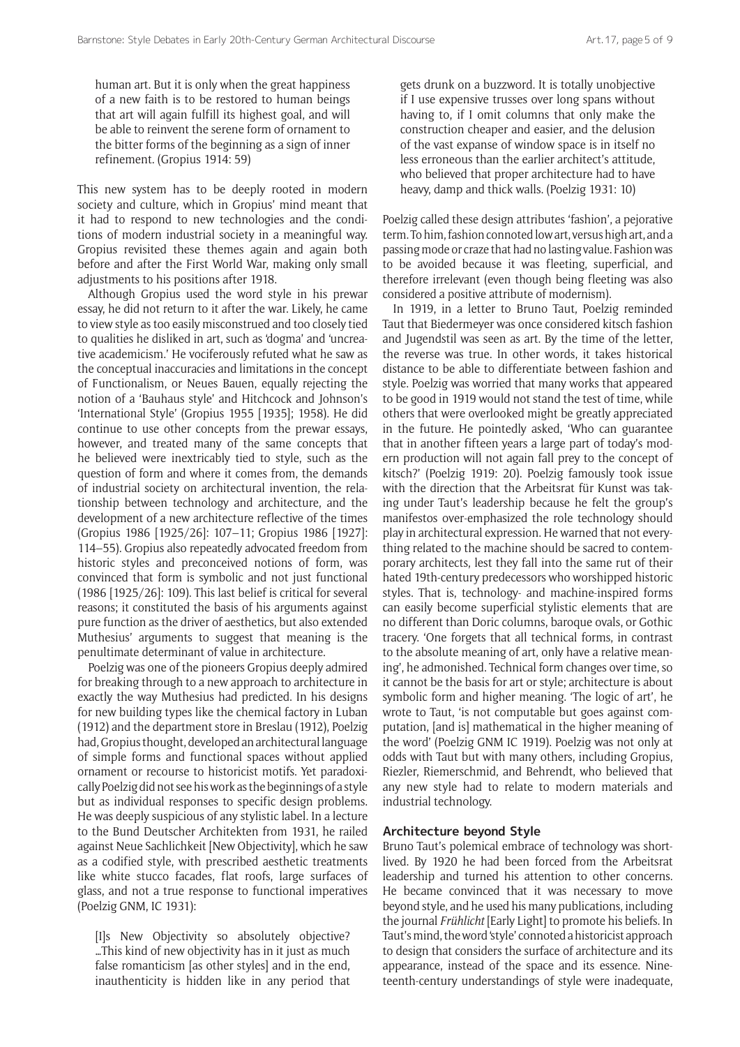> human art. But it is only when the great happiness of a new faith is to be restored to human beings that art will again fulfill its highest goal, and will be able to reinvent the serene form of ornament to the bitter forms of the beginning as a sign of inner refinement. (Gropius 1914: 59)

This new system has to be deeply rooted in modern society and culture, which in Gropius' mind meant that it had to respond to new technologies and the conditions of modern industrial society in a meaningful way. Gropius revisited these themes again and again both before and after the First World War, making only small adjustments to his positions after 1918.

Although Gropius used the word style in his prewar essay, he did not return to it after the war. Likely, he came to view style as too easily misconstrued and too closely tied to qualities he disliked in art, such as 'dogma' and 'uncreative academicism.' He vociferously refuted what he saw as the conceptual inaccuracies and limitations in the concept of Functionalism, or Neues Bauen, equally rejecting the notion of a 'Bauhaus style' and Hitchcock and Johnson's 'International Style' (Gropius 1955 [1935]; 1958). He did continue to use other concepts from the prewar essays, however, and treated many of the same concepts that he believed were inextricably tied to style, such as the question of form and where it comes from, the demands of industrial society on architectural invention, the relationship between technology and architecture, and the development of a new architecture reflective of the times (Gropius 1986 [1925/26]: 107–11; Gropius 1986 [1927]: 114–55). Gropius also repeatedly advocated freedom from historic styles and preconceived notions of form, was convinced that form is symbolic and not just functional (1986 [1925/26]: 109). This last belief is critical for several reasons; it constituted the basis of his arguments against pure function as the driver of aesthetics, but also extended Muthesius' arguments to suggest that meaning is the penultimate determinant of value in architecture.

Poelzig was one of the pioneers Gropius deeply admired for breaking through to a new approach to architecture in exactly the way Muthesius had predicted. In his designs for new building types like the chemical factory in Luban (1912) and the department store in Breslau (1912), Poelzig had, Gropius thought, developed an architectural language of simple forms and functional spaces without applied ornament or recourse to historicist motifs. Yet paradoxically Poelzig did not see his work as the beginnings of a style but as individual responses to specific design problems. He was deeply suspicious of any stylistic label. In a lecture to the Bund Deutscher Architekten from 1931, he railed against Neue Sachlichkeit [New Objectivity], which he saw as a codified style, with prescribed aesthetic treatments like white stucco facades, flat roofs, large surfaces of glass, and not a true response to functional imperatives (Poelzig GNM, IC 1931):

> [I]s New Objectivity so absolutely objective? ...This kind of new objectivity has in it just as much false romanticism [as other styles] and in the end, inauthenticity is hidden like in any period that gets drunk on a buzzword. It is totally unobjective if I use expensive trusses over long spans without having to, if I omit columns that only make the construction cheaper and easier, and the delusion of the vast expanse of window space is in itself no less erroneous than the earlier architect's attitude, who believed that proper architecture had to have heavy, damp and thick walls. (Poelzig 1931: 10)

Poelzig called these design attributes 'fashion', a pejorative term. To him, fashion connoted low art, versus high art, and a passing mode or craze that had no lasting value. Fashion was to be avoided because it was fleeting, superficial, and therefore irrelevant (even though being fleeting was also considered a positive attribute of modernism).

In 1919, in a letter to Bruno Taut, Poelzig reminded Taut that Biedermeyer was once considered kitsch fashion and Jugendstil was seen as art. By the time of the letter, the reverse was true. In other words, it takes historical distance to be able to differentiate between fashion and style. Poelzig was worried that many works that appeared to be good in 1919 would not stand the test of time, while others that were overlooked might be greatly appreciated in the future. He pointedly asked, 'Who can guarantee that in another fifteen years a large part of today's modern production will not again fall prey to the concept of kitsch?' (Poelzig 1919: 20). Poelzig famously took issue with the direction that the Arbeitsrat für Kunst was taking under Taut's leadership because he felt the group's manifestos over-emphasized the role technology should play in architectural expression. He warned that not everything related to the machine should be sacred to contemporary architects, lest they fall into the same rut of their hated 19th-century predecessors who worshipped historic styles. That is, technology- and machine-inspired forms can easily become superficial stylistic elements that are no different than Doric columns, baroque ovals, or Gothic tracery. 'One forgets that all technical forms, in contrast to the absolute meaning of art, only have a relative meaning', he admonished. Technical form changes over time, so it cannot be the basis for art or style; architecture is about symbolic form and higher meaning. 'The logic of art', he wrote to Taut, 'is not computable but goes against computation, [and is] mathematical in the higher meaning of the word' (Poelzig GNM IC 1919). Poelzig was not only at odds with Taut but with many others, including Gropius, Riezler, Riemerschmid, and Behrendt, who believed that any new style had to relate to modern materials and industrial technology.

## Architecture beyond Style

Bruno Taut's polemical embrace of technology was short-lived. By 1920 he had been forced from the Arbeitsrat leadership and turned his attention to other concerns. He became convinced that it was necessary to move beyond style, and he used his many publications, including the journal *Frühlicht* [Early Light] to promote his beliefs. In Taut's mind, the word 'style' connoted a historicist approach to design that considers the surface of architecture and its appearance, instead of the space and its essence. Nineteenth-century understandings of style were inadequate,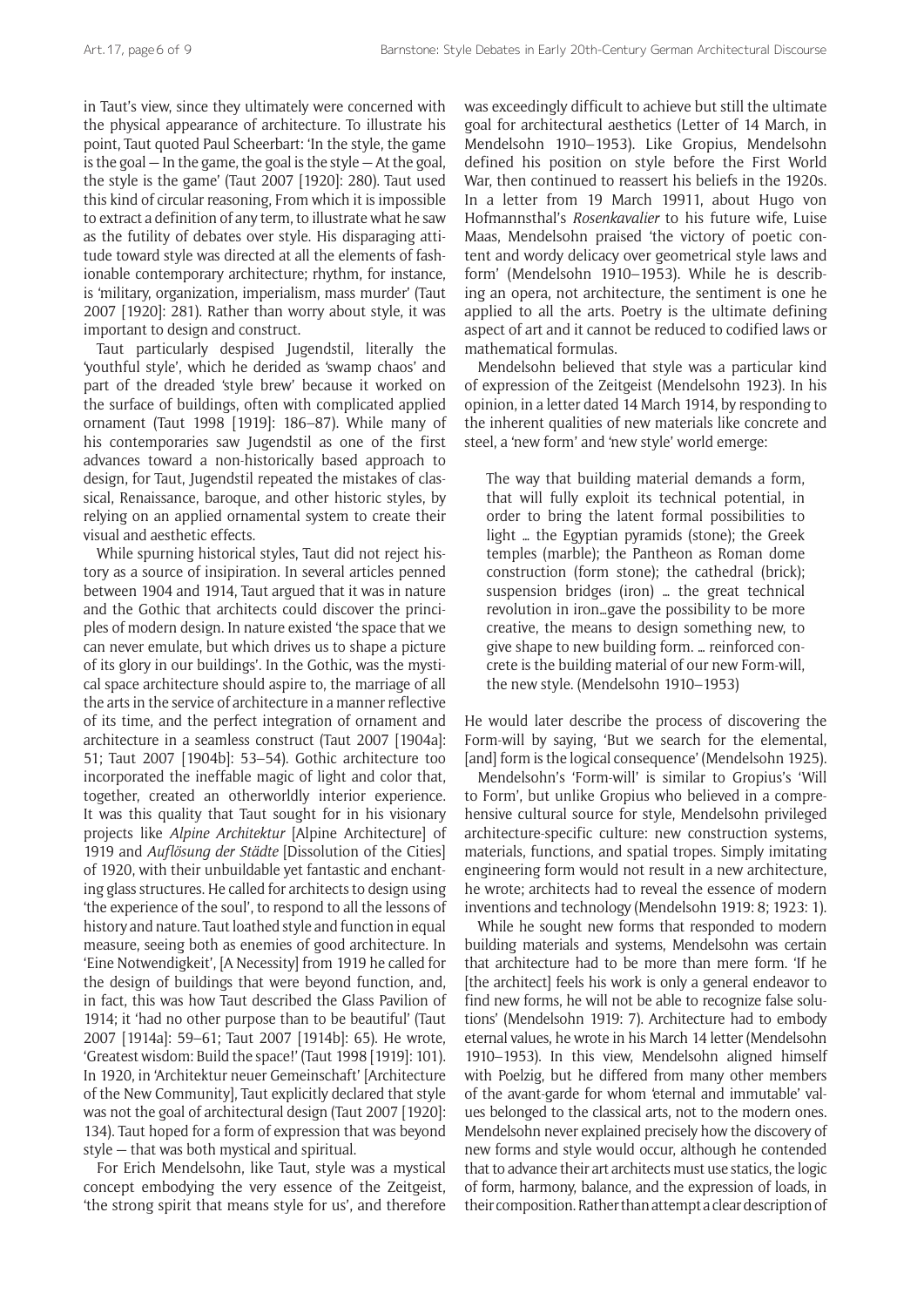in Taut's view, since they ultimately were concerned with the physical appearance of architecture. To illustrate his point, Taut quoted Paul Scheerbart: 'In the style, the game is the goal — In the game, the goal is the style — At the goal, the style is the game' (Taut 2007 [1920]: 280). Taut used this kind of circular reasoning, From which it is impossible to extract a definition of any term, to illustrate what he saw as the futility of debates over style. His disparaging attitude toward style was directed at all the elements of fashionable contemporary architecture; rhythm, for instance, is 'military, organization, imperialism, mass murder' (Taut 2007 [1920]: 281). Rather than worry about style, it was important to design and construct.

Taut particularly despised Jugendstil, literally the 'youthful style', which he derided as 'swamp chaos' and part of the dreaded 'style brew' because it worked on the surface of buildings, often with complicated applied ornament (Taut 1998 [1919]: 186–87). While many of his contemporaries saw Jugendstil as one of the first advances toward a non-historically based approach to design, for Taut, Jugendstil repeated the mistakes of classical, Renaissance, baroque, and other historic styles, by relying on an applied ornamental system to create their visual and aesthetic effects.

While spurning historical styles, Taut did not reject history as a source of insipiration. In several articles penned between 1904 and 1914, Taut argued that it was in nature and the Gothic that architects could discover the principles of modern design. In nature existed 'the space that we can never emulate, but which drives us to shape a picture of its glory in our buildings'. In the Gothic, was the mystical space architecture should aspire to, the marriage of all the arts in the service of architecture in a manner reflective of its time, and the perfect integration of ornament and architecture in a seamless construct (Taut 2007 [1904a]: 51; Taut 2007 [1904b]: 53–54). Gothic architecture too incorporated the ineffable magic of light and color that, together, created an otherworldly interior experience. It was this quality that Taut sought for in his visionary projects like *Alpine Architektur* [Alpine Architecture] of 1919 and *Auflösung der Städte* [Dissolution of the Cities] of 1920, with their unbuildable yet fantastic and enchanting glass structures. He called for architects to design using 'the experience of the soul', to respond to all the lessons of history and nature. Taut loathed style and function in equal measure, seeing both as enemies of good architecture. In 'Eine Notwendigkeit', [A Necessity] from 1919 he called for the design of buildings that were beyond function, and, in fact, this was how Taut described the Glass Pavilion of 1914; it 'had no other purpose than to be beautiful' (Taut 2007 [1914a]: 59–61; Taut 2007 [1914b]: 65). He wrote, 'Greatest wisdom: Build the space!' (Taut 1998 [1919]: 101). In 1920, in 'Architektur neuer Gemeinschaft' [Architecture of the New Community], Taut explicitly declared that style was not the goal of architectural design (Taut 2007 [1920]: 134). Taut hoped for a form of expression that was beyond style — that was both mystical and spiritual.

For Erich Mendelsohn, like Taut, style was a mystical concept embodying the very essence of the Zeitgeist, 'the strong spirit that means style for us', and therefore was exceedingly difficult to achieve but still the ultimate goal for architectural aesthetics (Letter of 14 March, in Mendelsohn 1910–1953). Like Gropius, Mendelsohn defined his position on style before the First World War, then continued to reassert his beliefs in the 1920s. In a letter from 19 March 19911, about Hugo von Hofmannsthal's *Rosenkavalier* to his future wife, Luise Maas, Mendelsohn praised 'the victory of poetic content and wordy delicacy over geometrical style laws and form' (Mendelsohn 1910–1953). While he is describing an opera, not architecture, the sentiment is one he applied to all the arts. Poetry is the ultimate defining aspect of art and it cannot be reduced to codified laws or mathematical formulas.

Mendelsohn believed that style was a particular kind of expression of the Zeitgeist (Mendelsohn 1923). In his opinion, in a letter dated 14 March 1914, by responding to the inherent qualities of new materials like concrete and steel, a 'new form' and 'new style' world emerge:

> The way that building material demands a form, that will fully exploit its technical potential, in order to bring the latent formal possibilities to light … the Egyptian pyramids (stone); the Greek temples (marble); the Pantheon as Roman dome construction (form stone); the cathedral (brick); suspension bridges (iron) … the great technical revolution in iron…gave the possibility to be more creative, the means to design something new, to give shape to new building form. … reinforced concrete is the building material of our new Form-will, the new style. (Mendelsohn 1910–1953)

He would later describe the process of discovering the Form-will by saying, 'But we search for the elemental, [and] form is the logical consequence' (Mendelsohn 1925).

Mendelsohn's 'Form-will' is similar to Gropius's 'Will to Form', but unlike Gropius who believed in a comprehensive cultural source for style, Mendelsohn privileged architecture-specific culture: new construction systems, materials, functions, and spatial tropes. Simply imitating engineering form would not result in a new architecture, he wrote; architects had to reveal the essence of modern inventions and technology (Mendelsohn 1919: 8; 1923: 1).

While he sought new forms that responded to modern building materials and systems, Mendelsohn was certain that architecture had to be more than mere form. 'If he [the architect] feels his work is only a general endeavor to find new forms, he will not be able to recognize false solutions' (Mendelsohn 1919: 7). Architecture had to embody eternal values, he wrote in his March 14 letter (Mendelsohn 1910–1953). In this view, Mendelsohn aligned himself with Poelzig, but he differed from many other members of the avant-garde for whom 'eternal and immutable' values belonged to the classical arts, not to the modern ones. Mendelsohn never explained precisely how the discovery of new forms and style would occur, although he contended that to advance their art architects must use statics, the logic of form, harmony, balance, and the expression of loads, in their composition. Rather than attempt a clear description of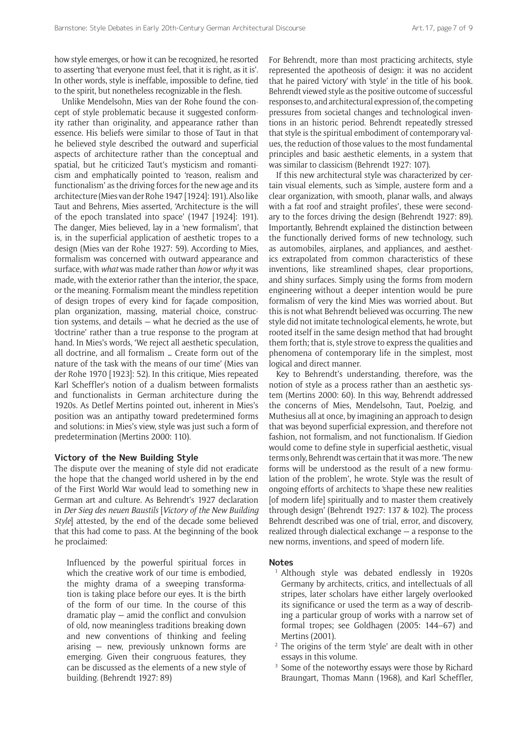how style emerges, or how it can be recognized, he resorted to asserting 'that everyone must feel, that it is right, as it is'. In other words, style is ineffable, impossible to define, tied to the spirit, but nonetheless recognizable in the flesh.

Unlike Mendelsohn, Mies van der Rohe found the concept of style problematic because it suggested conformity rather than originality, and appearance rather than essence. His beliefs were similar to those of Taut in that he believed style described the outward and superficial aspects of architecture rather than the conceptual and spatial, but he criticized Taut's mysticism and romanticism and emphatically pointed to 'reason, realism and functionalism' as the driving forces for the new age and its architecture (Mies van der Rohe 1947 [1924]: 191). Also like Taut and Behrens, Mies asserted, 'Architecture is the will of the epoch translated into space' (1947 [1924]: 191). The danger, Mies believed, lay in a 'new formalism', that is, in the superficial application of aesthetic tropes to a design (Mies van der Rohe 1927: 59). According to Mies, formalism was concerned with outward appearance and surface, with *what* was made rather than *how* or *why* it was made, with the exterior rather than the interior, the space, or the meaning. Formalism meant the mindless repetition of design tropes of every kind for façade composition, plan organization, massing, material choice, construction systems, and details — what he decried as the use of 'doctrine' rather than a true response to the program at hand. In Mies's words, 'We reject all aesthetic speculation, all doctrine, and all formalism … Create form out of the nature of the task with the means of our time' (Mies van der Rohe 1970 [1923]: 52). In this critique, Mies repeated Karl Scheffler's notion of a dualism between formalists and functionalists in German architecture during the 1920s. As Detlef Mertins pointed out, inherent in Mies's position was an antipathy toward predetermined forms and solutions: in Mies's view, style was just such a form of predetermination (Mertins 2000: 110).

### Victory of the New Building Style

The dispute over the meaning of style did not eradicate the hope that the changed world ushered in by the end of the First World War would lead to something new in German art and culture. As Behrendt's 1927 declaration in *Der Sieg des neuen Baustils* [*Victory of the New Building Style*] attested, by the end of the decade some believed that this had come to pass. At the beginning of the book he proclaimed:

> Influenced by the powerful spiritual forces in which the creative work of our time is embodied, the mighty drama of a sweeping transformation is taking place before our eyes. It is the birth of the form of our time. In the course of this dramatic play — amid the conflict and convulsion of old, now meaningless traditions breaking down and new conventions of thinking and feeling arising — new, previously unknown forms are emerging. Given their congruous features, they can be discussed as the elements of a new style of building. (Behrendt 1927: 89)

For Behrendt, more than most practicing architects, style represented the apotheosis of design: it was no accident that he paired 'victory' with 'style' in the title of his book. Behrendt viewed style as the positive outcome of successful responses to, and architectural expression of, the competing pressures from societal changes and technological inventions in an historic period. Behrendt repeatedly stressed that style is the spiritual embodiment of contemporary values, the reduction of those values to the most fundamental principles and basic aesthetic elements, in a system that was similar to classicism (Behrendt 1927: 107).

If this new architectural style was characterized by certain visual elements, such as 'simple, austere form and a clear organization, with smooth, planar walls, and always with a fat roof and straight profiles', these were secondary to the forces driving the design (Behrendt 1927: 89). Importantly, Behrendt explained the distinction between the functionally derived forms of new technology, such as automobiles, airplanes, and appliances, and aesthetics extrapolated from common characteristics of these inventions, like streamlined shapes, clear proportions, and shiny surfaces. Simply using the forms from modern engineering without a deeper intention would be pure formalism of very the kind Mies was worried about. But this is not what Behrendt believed was occurring. The new style did not imitate technological elements, he wrote, but rooted itself in the same design method that had brought them forth; that is, style strove to express the qualities and phenomena of contemporary life in the simplest, most logical and direct manner.

Key to Behrendt's understanding, therefore, was the notion of style as a process rather than an aesthetic system (Mertins 2000: 60). In this way, Behrendt addressed the concerns of Mies, Mendelsohn, Taut, Poelzig, and Muthesius all at once, by imagining an approach to design that was beyond superficial expression, and therefore not fashion, not formalism, and not functionalism. If Giedion would come to define style in superficial aesthetic, visual terms only, Behrendt was certain that it was more. 'The new forms will be understood as the result of a new formulation of the problem', he wrote. Style was the result of ongoing efforts of architects to 'shape these new realities [of modern life] spiritually and to master them creatively through design' (Behrendt 1927: 137 & 102). The process Behrendt described was one of trial, error, and discovery, realized through dialectical exchange — a response to the new norms, inventions, and speed of modern life.

### Notes

[1] Although style was debated endlessly in 1920s Germany by architects, critics, and intellectuals of all stripes, later scholars have either largely overlooked its significance or used the term as a way of describing a particular group of works with a narrow set of formal tropes; see Goldhagen (2005: 144–67) and Mertins (2001).

[2] The origins of the term 'style' are dealt with in other essays in this volume.

[3] Some of the noteworthy essays were those by Richard Braungart, Thomas Mann (1968), and Karl Scheffler,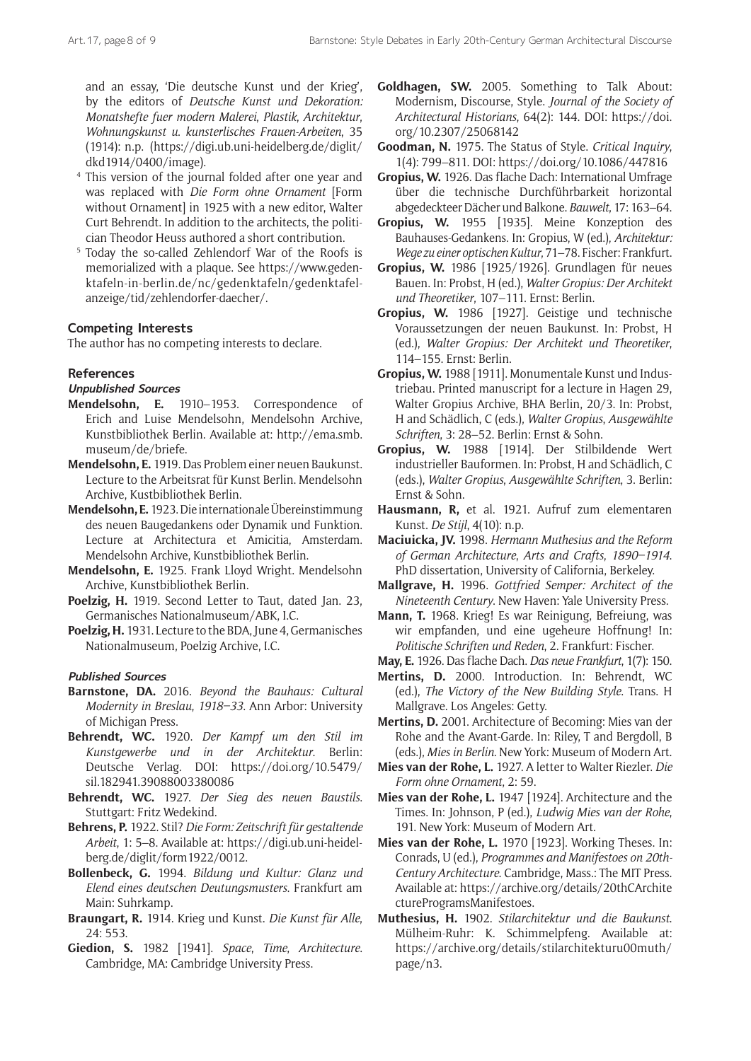and an essay, 'Die deutsche Kunst und der Krieg', by the editors of *Deutsche Kunst und Dekoration: Monatshefte fuer modern Malerei, Plastik, Architektur, Wohnungskunst u. kunsterlisches Frauen-Arbeiten*, 35 (1914): n.p. (https://digi.ub.uni-heidelberg.de/diglit/dkd1914/0400/image).

[4] This version of the journal folded after one year and was replaced with *Die Form ohne Ornament* [Form without Ornament] in 1925 with a new editor, Walter Curt Behrendt. In addition to the architects, the politician Theodor Heuss authored a short contribution.

[5] Today the so-called Zehlendorf War of the Roofs is memorialized with a plaque. See https://www.gedenktafeln-in-berlin.de/nc/gedenktafeln/gedenktafel-anzeige/tid/zehlendorfer-daecher/.

## Competing Interests

The author has no competing interests to declare.

## References

### Unpublished Sources

**Mendelsohn, E.** 1910–1953. Correspondence of Erich and Luise Mendelsohn, Mendelsohn Archive, Kunstbibliothek Berlin. Available at: http://ema.smb.museum/de/briefe.

**Mendelsohn, E.** 1919. Das Problem einer neuen Baukunst. Lecture to the Arbeitsrat für Kunst Berlin. Mendelsohn Archive, Kustbibliothek Berlin.

**Mendelsohn, E.** 1923. Die internationale Übereinstimmung des neuen Baugedankens oder Dynamik und Funktion. Lecture at Architectura et Amicitia, Amsterdam. Mendelsohn Archive, Kunstbibliothek Berlin.

**Mendelsohn, E.** 1925. Frank Lloyd Wright. Mendelsohn Archive, Kunstbibliothek Berlin.

**Poelzig, H.** 1919. Second Letter to Taut, dated Jan. 23, Germanisches Nationalmuseum/ABK, I.C.

**Poelzig, H.** 1931. Lecture to the BDA, June 4, Germanisches Nationalmuseum, Poelzig Archive, I.C.

### Published Sources

**Barnstone, DA.** 2016. *Beyond the Bauhaus: Cultural Modernity in Breslau, 1918–33*. Ann Arbor: University of Michigan Press.

**Behrendt, WC.** 1920. *Der Kampf um den Stil im Kunstgewerbe und in der Architektur*. Berlin: Deutsche Verlag. DOI: https://doi.org/10.5479/sil.182941.39088003380086

**Behrendt, WC.** 1927. *Der Sieg des neuen Baustils*. Stuttgart: Fritz Wedekind.

**Behrens, P.** 1922. Stil? *Die Form: Zeitschrift für gestaltende Arbeit*, 1: 5–8. Available at: https://digi.ub.uni-heidelberg.de/diglit/form1922/0012.

**Bollenbeck, G.** 1994. *Bildung und Kultur: Glanz und Elend eines deutschen Deutungsmusters*. Frankfurt am Main: Suhrkamp.

**Braungart, R.** 1914. Krieg und Kunst. *Die Kunst für Alle*, 24: 553.

**Giedion, S.** 1982 [1941]. *Space, Time, Architecture*. Cambridge, MA: Cambridge University Press.

**Goldhagen, SW.** 2005. Something to Talk About: Modernism, Discourse, Style. *Journal of the Society of Architectural Historians*, 64(2): 144. DOI: https://doi.org/10.2307/25068142

**Goodman, N.** 1975. The Status of Style. *Critical Inquiry*, 1(4): 799–811. DOI: https://doi.org/10.1086/447816

**Gropius, W.** 1926. Das flache Dach: International Umfrage über die technische Durchführbarkeit horizontal abgedeckteer Dächer und Balkone. *Bauwelt*, 17: 163–64.

**Gropius, W.** 1955 [1935]. Meine Konzeption des Bauhauses-Gedankens. In: Gropius, W (ed.), *Architektur: Wege zu einer optischen Kultur*, 71–78. Fischer: Frankfurt.

**Gropius, W.** 1986 [1925/1926]. Grundlagen für neues Bauen. In: Probst, H (ed.), *Walter Gropius: Der Architekt und Theoretiker*, 107–111. Ernst: Berlin.

**Gropius, W.** 1986 [1927]. Geistige und technische Voraussetzungen der neuen Baukunst. In: Probst, H (ed.), *Walter Gropius: Der Architekt und Theoretiker*, 114–155. Ernst: Berlin.

**Gropius, W.** 1988 [1911]. Monumentale Kunst und Industriebau. Printed manuscript for a lecture in Hagen 29, Walter Gropius Archive, BHA Berlin, 20/3. In: Probst, H and Schädlich, C (eds.), *Walter Gropius, Ausgewählte Schriften*, 3: 28–52. Berlin: Ernst & Sohn.

**Gropius, W.** 1988 [1914]. Der Stilbildende Wert industrieller Bauformen. In: Probst, H and Schädlich, C (eds.), *Walter Gropius, Ausgewählte Schriften*, 3. Berlin: Ernst & Sohn.

**Hausmann, R,** et al. 1921. Aufruf zum elementaren Kunst. *De Stijl*, 4(10): n.p.

**Maciuicka, JV.** 1998. *Hermann Muthesius and the Reform of German Architecture, Arts and Crafts, 1890–1914*. PhD dissertation, University of California, Berkeley.

**Mallgrave, H.** 1996. *Gottfried Semper: Architect of the Nineteenth Century*. New Haven: Yale University Press.

**Mann, T.** 1968. Krieg! Es war Reinigung, Befreiung, was wir empfanden, und eine ugeheure Hoffnung! In: *Politische Schriften und Reden*, 2. Frankfurt: Fischer.

**May, E.** 1926. Das flache Dach. *Das neue Frankfurt*, 1(7): 150.

**Mertins, D.** 2000. Introduction. In: Behrendt, WC (ed.), *The Victory of the New Building Style*. Trans. H Mallgrave. Los Angeles: Getty.

**Mertins, D.** 2001. Architecture of Becoming: Mies van der Rohe and the Avant-Garde. In: Riley, T and Bergdoll, B (eds.), *Mies in Berlin*. New York: Museum of Modern Art.

**Mies van der Rohe, L.** 1927. A letter to Walter Riezler. *Die Form ohne Ornament*, 2: 59.

**Mies van der Rohe, L.** 1947 [1924]. Architecture and the Times. In: Johnson, P (ed.), *Ludwig Mies van der Rohe*, 191. New York: Museum of Modern Art.

**Mies van der Rohe, L.** 1970 [1923]. Working Theses. In: Conrads, U (ed.), *Programmes and Manifestoes on 20th-Century Architecture*. Cambridge, Mass.: The MIT Press. Available at: https://archive.org/details/20thCArchitectureProgramsManifestoes.

**Muthesius, H.** 1902. *Stilarchitektur und die Baukunst*. Mülheim-Ruhr: K. Schimmelpfeng. Available at: https://archive.org/details/stilarchitekturu00muth/page/n3.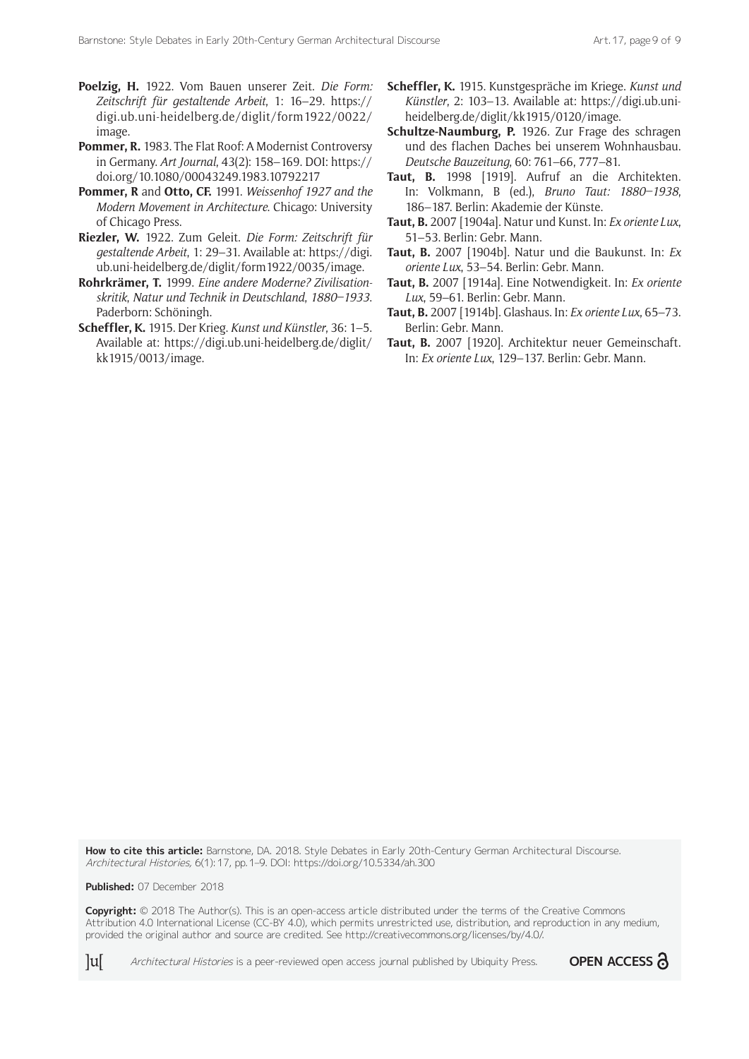**Poelzig, H.** 1922. Vom Bauen unserer Zeit. *Die Form: Zeitschrift für gestaltende Arbeit*, 1: 16–29. https://digi.ub.uni-heidelberg.de/diglit/form1922/0022/image.

**Pommer, R.** 1983. The Flat Roof: A Modernist Controversy in Germany. *Art Journal*, 43(2): 158–169. DOI: https://doi.org/10.1080/00043249.1983.10792217

**Pommer, R** and **Otto, CF.** 1991. *Weissenhof 1927 and the Modern Movement in Architecture*. Chicago: University of Chicago Press.

**Riezler, W.** 1922. Zum Geleit. *Die Form: Zeitschrift für gestaltende Arbeit*, 1: 29–31. Available at: https://digi.ub.uni-heidelberg.de/diglit/form1922/0035/image.

**Rohrkrämer, T.** 1999. *Eine andere Moderne? Zivilisationskritik, Natur und Technik in Deutschland, 1880–1933*. Paderborn: Schöningh.

**Scheffler, K.** 1915. Der Krieg. *Kunst und Künstler*, 36: 1–5. Available at: https://digi.ub.uni-heidelberg.de/diglit/kk1915/0013/image.

**Scheffler, K.** 1915. Kunstgespräche im Kriege. *Kunst und Künstler*, 2: 103–13. Available at: https://digi.ub.uni-heidelberg.de/diglit/kk1915/0120/image.

**Schultze-Naumburg, P.** 1926. Zur Frage des schragen und des flachen Daches bei unserem Wohnhausbau. *Deutsche Bauzeitung*, 60: 761–66, 777–81.

**Taut, B.** 1998 [1919]. Aufruf an die Architekten. In: Volkmann, B (ed.), *Bruno Taut: 1880–1938*, 186–187. Berlin: Akademie der Künste.

**Taut, B.** 2007 [1904a]. Natur und Kunst. In: *Ex oriente Lux*, 51–53. Berlin: Gebr. Mann.

**Taut, B.** 2007 [1904b]. Natur und die Baukunst. In: *Ex oriente Lux*, 53–54. Berlin: Gebr. Mann.

**Taut, B.** 2007 [1914a]. Eine Notwendigkeit. In: *Ex oriente Lux*, 59–61. Berlin: Gebr. Mann.

**Taut, B.** 2007 [1914b]. Glashaus. In: *Ex oriente Lux*, 65–73. Berlin: Gebr. Mann.

**Taut, B.** 2007 [1920]. Architektur neuer Gemeinschaft. In: *Ex oriente Lux*, 129–137. Berlin: Gebr. Mann.

**How to cite this article:** Barnstone, DA. 2018. Style Debates in Early 20th-Century German Architectural Discourse. *Architectural Histories*, 6(1): 17, pp. 1–9. DOI: https://doi.org/10.5334/ah.300

**Published:** 07 December 2018

**Copyright:** © 2018 The Author(s). This is an open-access article distributed under the terms of the Creative Commons Attribution 4.0 International License (CC-BY 4.0), which permits unrestricted use, distribution, and reproduction in any medium, provided the original author and source are credited. See http://creativecommons.org/licenses/by/4.0/.

*Architectural Histories* is a peer-reviewed open access journal published by Ubiquity Press. **OPEN ACCESS**